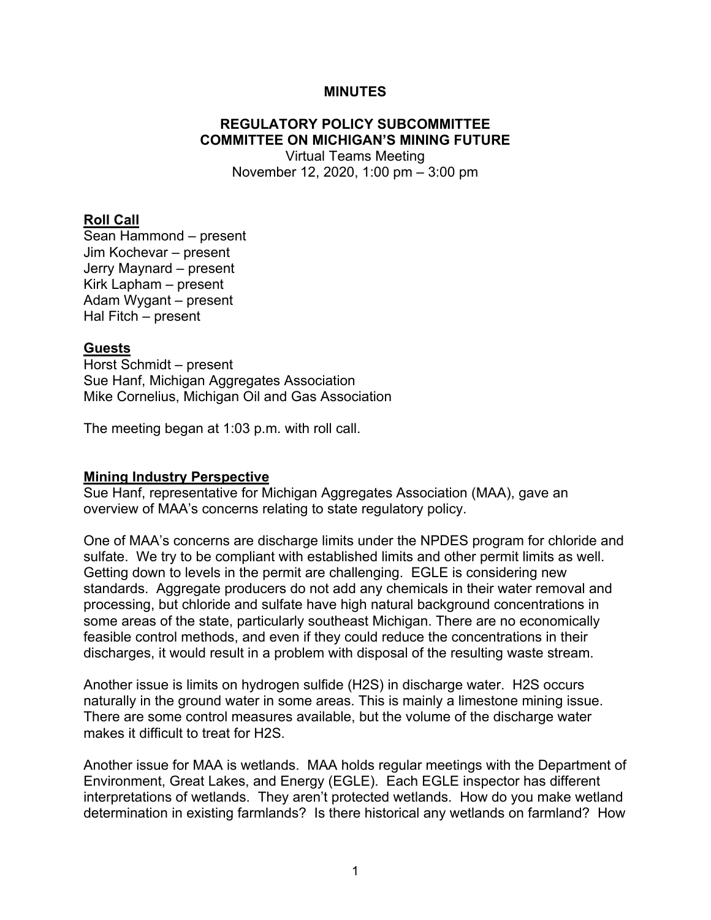**MINUTES**

**REGULATORY POLICY SUBCOMMITTEE**
**COMMITTEE ON MICHIGAN'S MINING FUTURE**
Virtual Teams Meeting
November 12, 2020, 1:00 pm – 3:00 pm

## Roll Call

Sean Hammond – present
Jim Kochevar – present
Jerry Maynard – present
Kirk Lapham – present
Adam Wygant – present
Hal Fitch – present

## Guests

Horst Schmidt – present
Sue Hanf, Michigan Aggregates Association
Mike Cornelius, Michigan Oil and Gas Association

The meeting began at 1:03 p.m. with roll call.

## Mining Industry Perspective

Sue Hanf, representative for Michigan Aggregates Association (MAA), gave an overview of MAA's concerns relating to state regulatory policy.

One of MAA's concerns are discharge limits under the NPDES program for chloride and sulfate. We try to be compliant with established limits and other permit limits as well. Getting down to levels in the permit are challenging. EGLE is considering new standards. Aggregate producers do not add any chemicals in their water removal and processing, but chloride and sulfate have high natural background concentrations in some areas of the state, particularly southeast Michigan. There are no economically feasible control methods, and even if they could reduce the concentrations in their discharges, it would result in a problem with disposal of the resulting waste stream.

Another issue is limits on hydrogen sulfide ($H_2S$) in discharge water. $H_2S$ occurs naturally in the ground water in some areas. This is mainly a limestone mining issue. There are some control measures available, but the volume of the discharge water makes it difficult to treat for $H_2S$.

Another issue for MAA is wetlands. MAA holds regular meetings with the Department of Environment, Great Lakes, and Energy (EGLE). Each EGLE inspector has different interpretations of wetlands. They aren't protected wetlands. How do you make wetland determination in existing farmlands? Is there historical any wetlands on farmland? How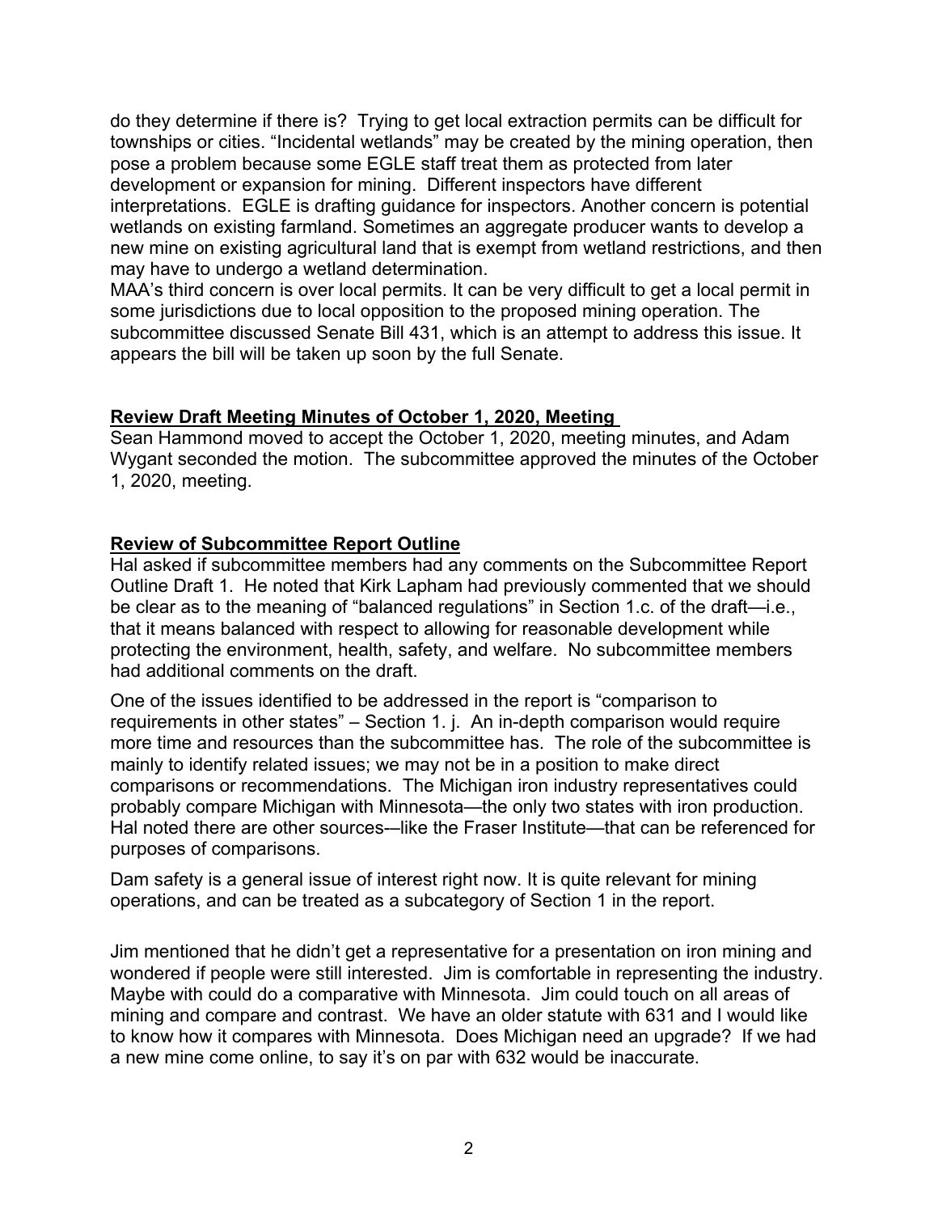do they determine if there is? Trying to get local extraction permits can be difficult for townships or cities. "Incidental wetlands" may be created by the mining operation, then pose a problem because some EGLE staff treat them as protected from later development or expansion for mining. Different inspectors have different interpretations. EGLE is drafting guidance for inspectors. Another concern is potential wetlands on existing farmland. Sometimes an aggregate producer wants to develop a new mine on existing agricultural land that is exempt from wetland restrictions, and then may have to undergo a wetland determination.

MAA's third concern is over local permits. It can be very difficult to get a local permit in some jurisdictions due to local opposition to the proposed mining operation. The subcommittee discussed Senate Bill 431, which is an attempt to address this issue. It appears the bill will be taken up soon by the full Senate.

## Review Draft Meeting Minutes of October 1, 2020, Meeting

Sean Hammond moved to accept the October 1, 2020, meeting minutes, and Adam Wygant seconded the motion. The subcommittee approved the minutes of the October 1, 2020, meeting.

## Review of Subcommittee Report Outline

Hal asked if subcommittee members had any comments on the Subcommittee Report Outline Draft 1. He noted that Kirk Lapham had previously commented that we should be clear as to the meaning of "balanced regulations" in Section 1.c. of the draft—i.e., that it means balanced with respect to allowing for reasonable development while protecting the environment, health, safety, and welfare. No subcommittee members had additional comments on the draft.

One of the issues identified to be addressed in the report is "comparison to requirements in other states" – Section 1. j. An in-depth comparison would require more time and resources than the subcommittee has. The role of the subcommittee is mainly to identify related issues; we may not be in a position to make direct comparisons or recommendations. The Michigan iron industry representatives could probably compare Michigan with Minnesota—the only two states with iron production. Hal noted there are other sources-—like the Fraser Institute—that can be referenced for purposes of comparisons.

Dam safety is a general issue of interest right now. It is quite relevant for mining operations, and can be treated as a subcategory of Section 1 in the report.

Jim mentioned that he didn't get a representative for a presentation on iron mining and wondered if people were still interested. Jim is comfortable in representing the industry. Maybe with could do a comparative with Minnesota. Jim could touch on all areas of mining and compare and contrast. We have an older statute with 631 and I would like to know how it compares with Minnesota. Does Michigan need an upgrade? If we had a new mine come online, to say it's on par with 632 would be inaccurate.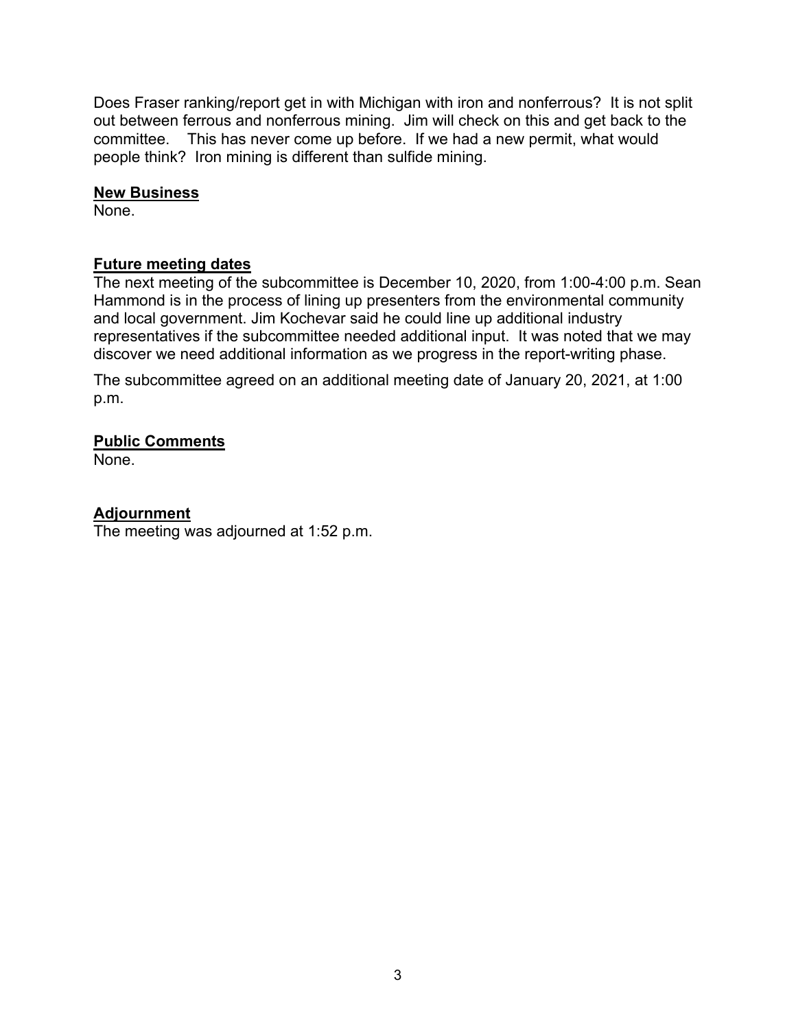Does Fraser ranking/report get in with Michigan with iron and nonferrous? It is not split out between ferrous and nonferrous mining. Jim will check on this and get back to the committee. This has never come up before. If we had a new permit, what would people think? Iron mining is different than sulfide mining.

**New Business**

None.

**Future meeting dates**

The next meeting of the subcommittee is December 10, 2020, from 1:00-4:00 p.m. Sean Hammond is in the process of lining up presenters from the environmental community and local government. Jim Kochevar said he could line up additional industry representatives if the subcommittee needed additional input. It was noted that we may discover we need additional information as we progress in the report-writing phase.

The subcommittee agreed on an additional meeting date of January 20, 2021, at 1:00 p.m.

**Public Comments**

None.

**Adjournment**

The meeting was adjourned at 1:52 p.m.